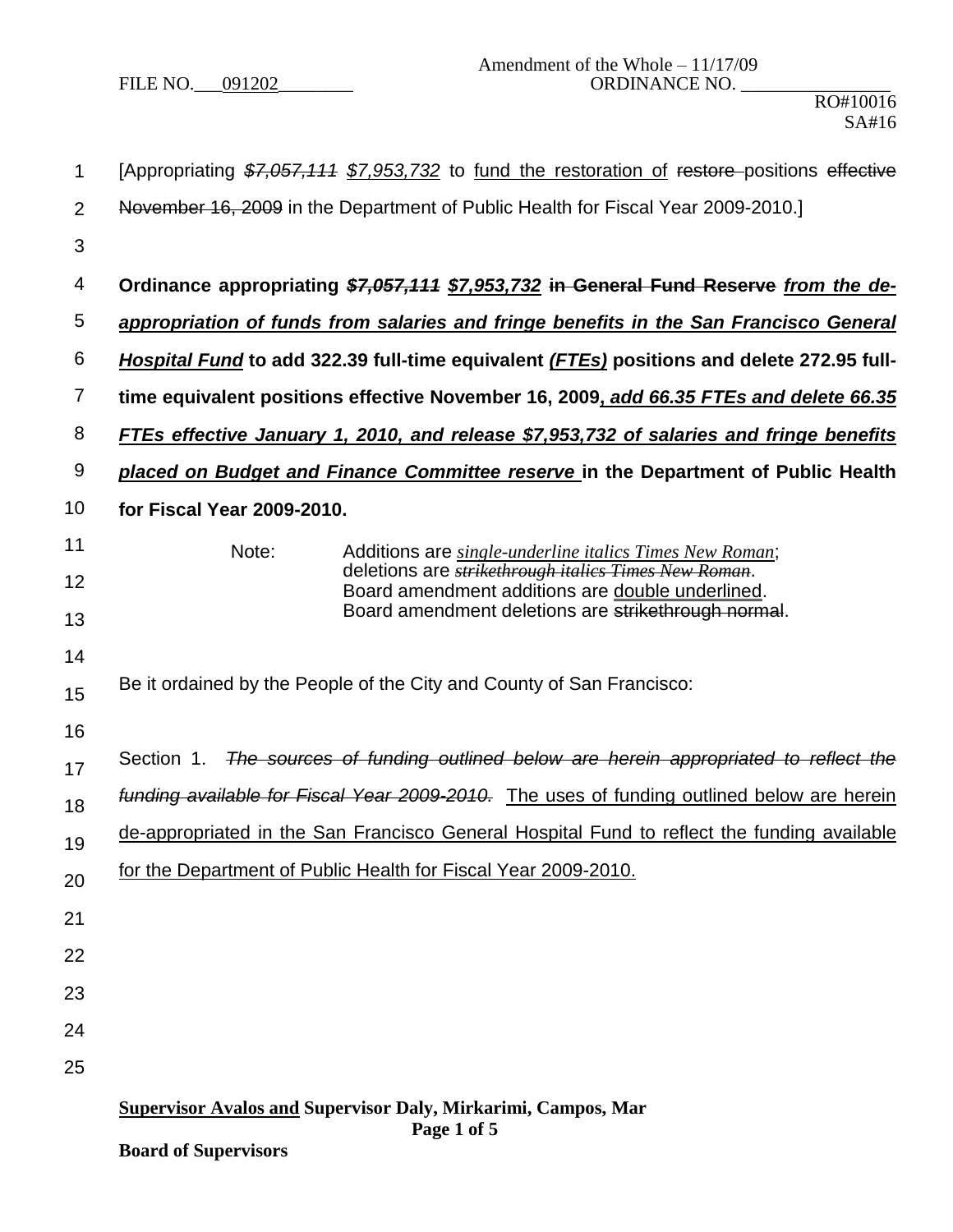Amendment of the Whole – 11/17/09

FILE NO. 091202 ORDINANCE NO. ________________

RO#10016
SA#16

[Appropriating ~~*$7,057,111*~~ *$7,953,732* to fund the restoration of ~~restore~~ positions ~~effective November 16, 2009~~ in the Department of Public Health for Fiscal Year 2009-2010.]

**Ordinance appropriating ~~*$7,057,111*~~ *$7,953,732* ~~in General Fund Reserve~~ *from the de-appropriation of funds from salaries and fringe benefits in the San Francisco General Hospital Fund* to add 322.39 full-time equivalent *(FTEs)* positions and delete 272.95 full-time equivalent positions effective November 16, 2009*, add 66.35 FTEs and delete 66.35 FTEs effective January 1, 2010, and release $7,953,732 of salaries and fringe benefits placed on Budget and Finance Committee reserve* in the Department of Public Health for Fiscal Year 2009-2010.**

Note: Additions are *single-underline italics Times New Roman*; deletions are ~~*strikethrough italics Times New Roman*~~. Board amendment additions are double underlined. Board amendment deletions are ~~strikethrough normal~~.

Be it ordained by the People of the City and County of San Francisco:

Section 1. ~~*The sources of funding outlined below are herein appropriated to reflect the funding available for Fiscal Year 2009-2010.*~~ The uses of funding outlined below are herein de-appropriated in the San Francisco General Hospital Fund to reflect the funding available for the Department of Public Health for Fiscal Year 2009-2010.

**Supervisor Avalos and Supervisor Daly, Mirkarimi, Campos, Mar**

**Board of Supervisors**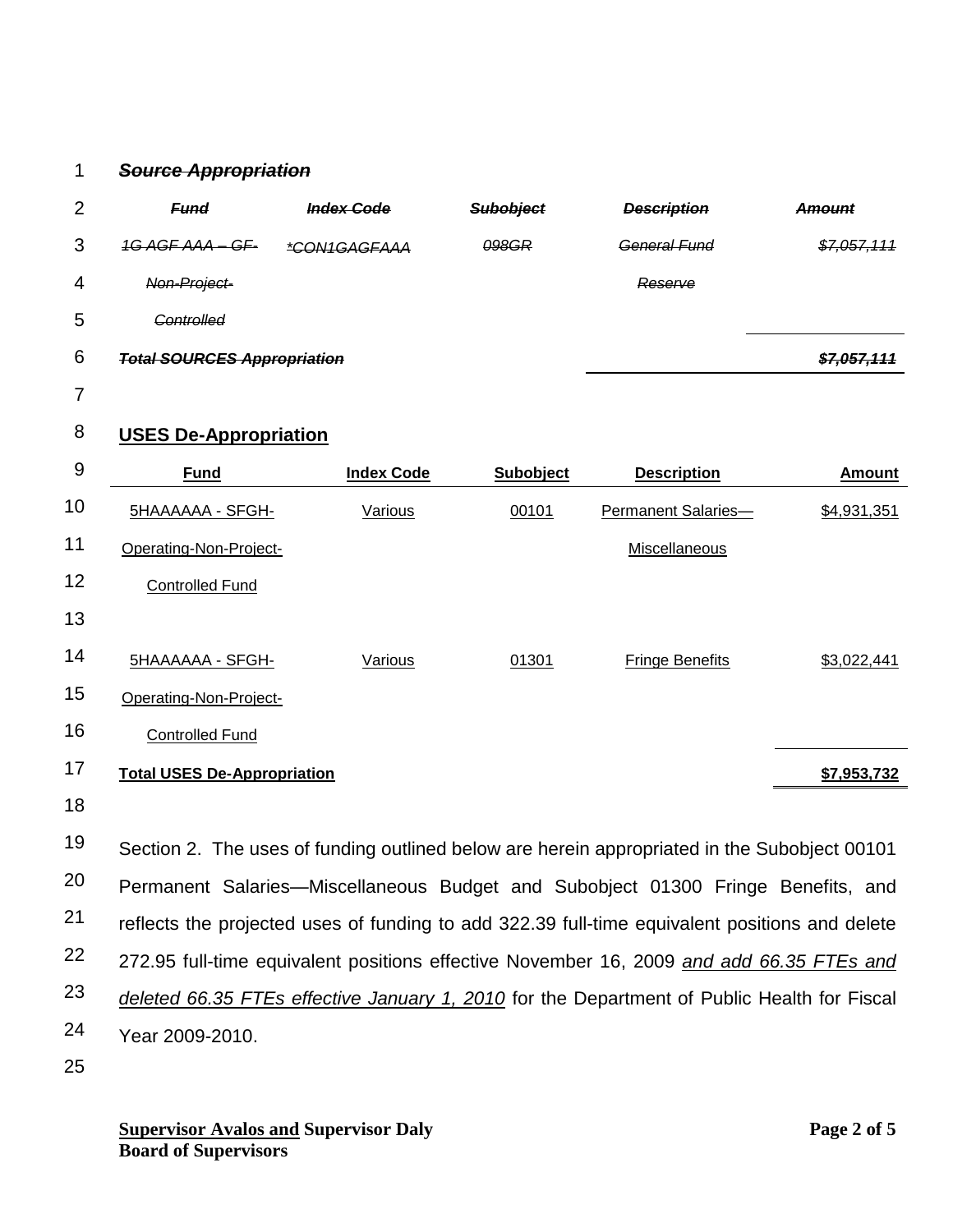~~***Source Appropriation***~~

| ~~***Fund***~~ | ~~***Index Code***~~ | ~~***Subobject***~~ | ~~***Description***~~ | ~~***Amount***~~ |
|---|---|---|---|---|
| ~~*1G AGF AAA – GF-Non-Project-Controlled*~~ | ~~**CON1GAGFAAA*~~ | ~~*098GR*~~ | ~~*General Fund Reserve*~~ | ~~*$7,057,111*~~ |
| ~~***Total SOURCES Appropriation***~~ | | | | ~~***$7,057,111***~~ |

## USES De-Appropriation

| Fund | Index Code | Subobject | Description | Amount |
|---|---|---|---|---|
| 5HAAAAAA - SFGH-Operating-Non-Project-Controlled Fund | Various | 00101 | Permanent Salaries—Miscellaneous | $4,931,351 |
| 5HAAAAAA - SFGH-Operating-Non-Project-Controlled Fund | Various | 01301 | Fringe Benefits | $3,022,441 |
| **Total USES De-Appropriation** | | | | **$7,953,732** |

Section 2. The uses of funding outlined below are herein appropriated in the Subobject 00101 Permanent Salaries—Miscellaneous Budget and Subobject 01300 Fringe Benefits, and reflects the projected uses of funding to add 322.39 full-time equivalent positions and delete 272.95 full-time equivalent positions effective November 16, 2009 *and add 66.35 FTEs and deleted 66.35 FTEs effective January 1, 2010* for the Department of Public Health for Fiscal Year 2009-2010.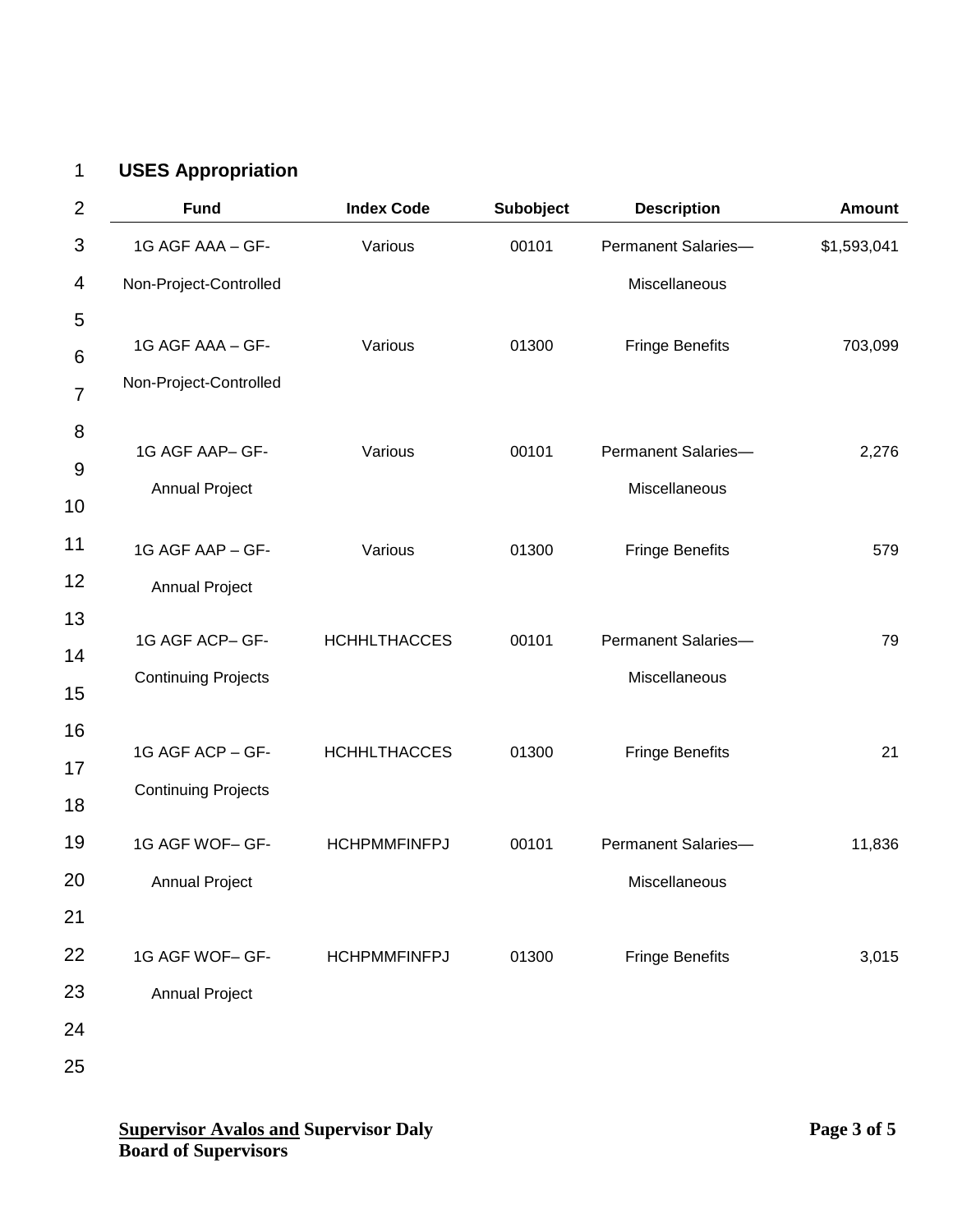**USES Appropriation**

| Fund | Index Code | Subobject | Description | Amount |
|---|---|---|---|---|
| 1G AGF AAA – GF-Non-Project-Controlled | Various | 00101 | Permanent Salaries—Miscellaneous | $1,593,041 |
| 1G AGF AAA – GF-Non-Project-Controlled | Various | 01300 | Fringe Benefits | 703,099 |
| 1G AGF AAP– GF-Annual Project | Various | 00101 | Permanent Salaries—Miscellaneous | 2,276 |
| 1G AGF AAP – GF-Annual Project | Various | 01300 | Fringe Benefits | 579 |
| 1G AGF ACP– GF-Continuing Projects | HCHHLTHACCES | 00101 | Permanent Salaries—Miscellaneous | 79 |
| 1G AGF ACP – GF-Continuing Projects | HCHHLTHACCES | 01300 | Fringe Benefits | 21 |
| 1G AGF WOF– GF-Annual Project | HCHPMMFINFPJ | 00101 | Permanent Salaries—Miscellaneous | 11,836 |
| 1G AGF WOF– GF-Annual Project | HCHPMMFINFPJ | 01300 | Fringe Benefits | 3,015 |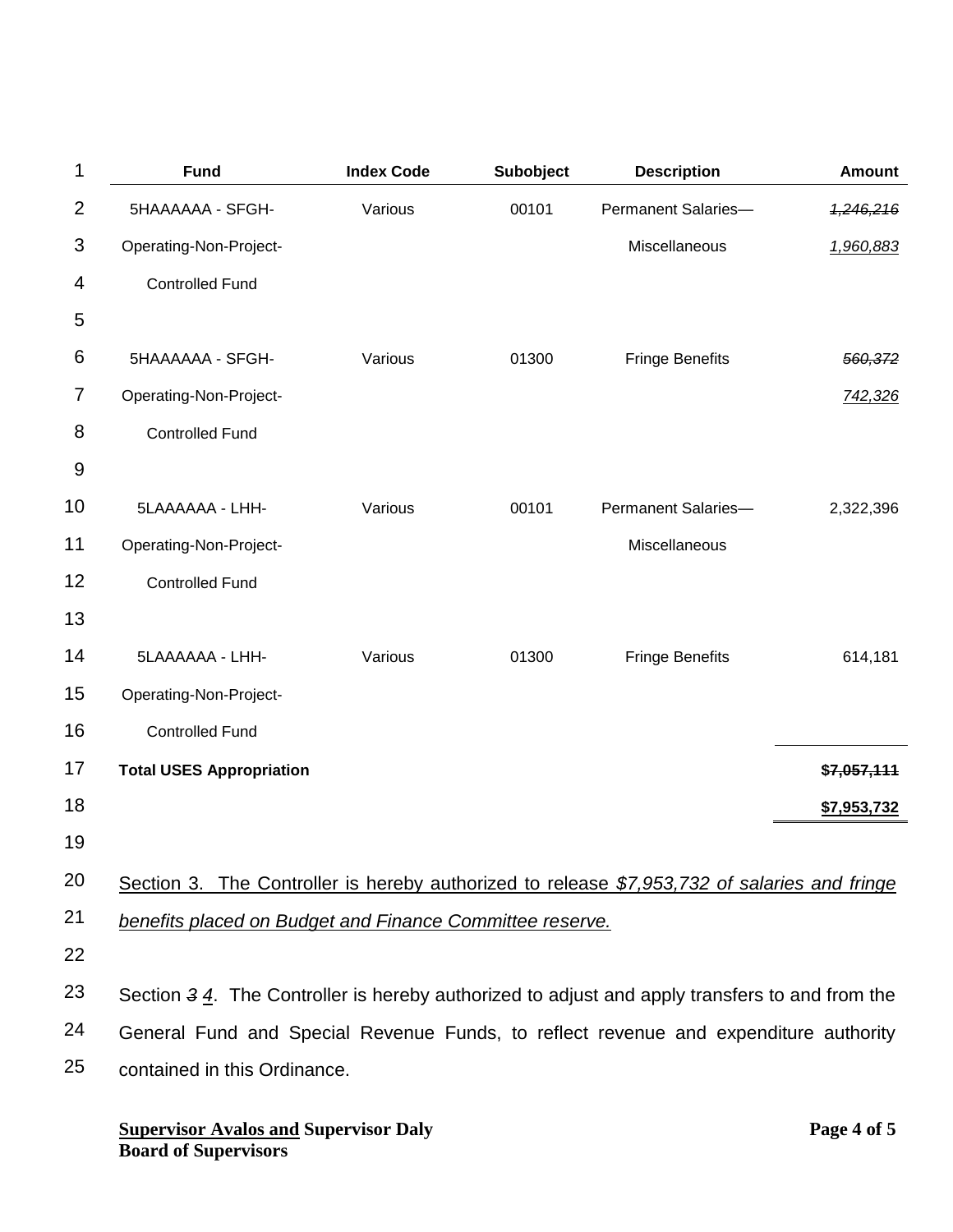| Fund | Index Code | Subobject | Description | Amount |
|---|---|---|---|---|
| 5HAAAAAA - SFGH-Operating-Non-Project-Controlled Fund | Various | 00101 | Permanent Salaries—Miscellaneous | ~~*1,246,216*~~ <u>*1,960,883*</u> |
| 5HAAAAAA - SFGH-Operating-Non-Project-Controlled Fund | Various | 01300 | Fringe Benefits | ~~*560,372*~~ <u>*742,326*</u> |
| 5LAAAAAA - LHH-Operating-Non-Project-Controlled Fund | Various | 00101 | Permanent Salaries—Miscellaneous | 2,322,396 |
| 5LAAAAAA - LHH-Operating-Non-Project-Controlled Fund | Various | 01300 | Fringe Benefits | 614,181 |
| **Total USES Appropriation** | | | | ~~**$7,057,111**~~ <u>**$7,953,732**</u> |

<u>Section 3. The Controller is hereby authorized to release *$7,953,732 of salaries and fringe benefits placed on Budget and Finance Committee reserve.*</u>

Section ~~*3*~~ <u>*4*</u>. The Controller is hereby authorized to adjust and apply transfers to and from the General Fund and Special Revenue Funds, to reflect revenue and expenditure authority contained in this Ordinance.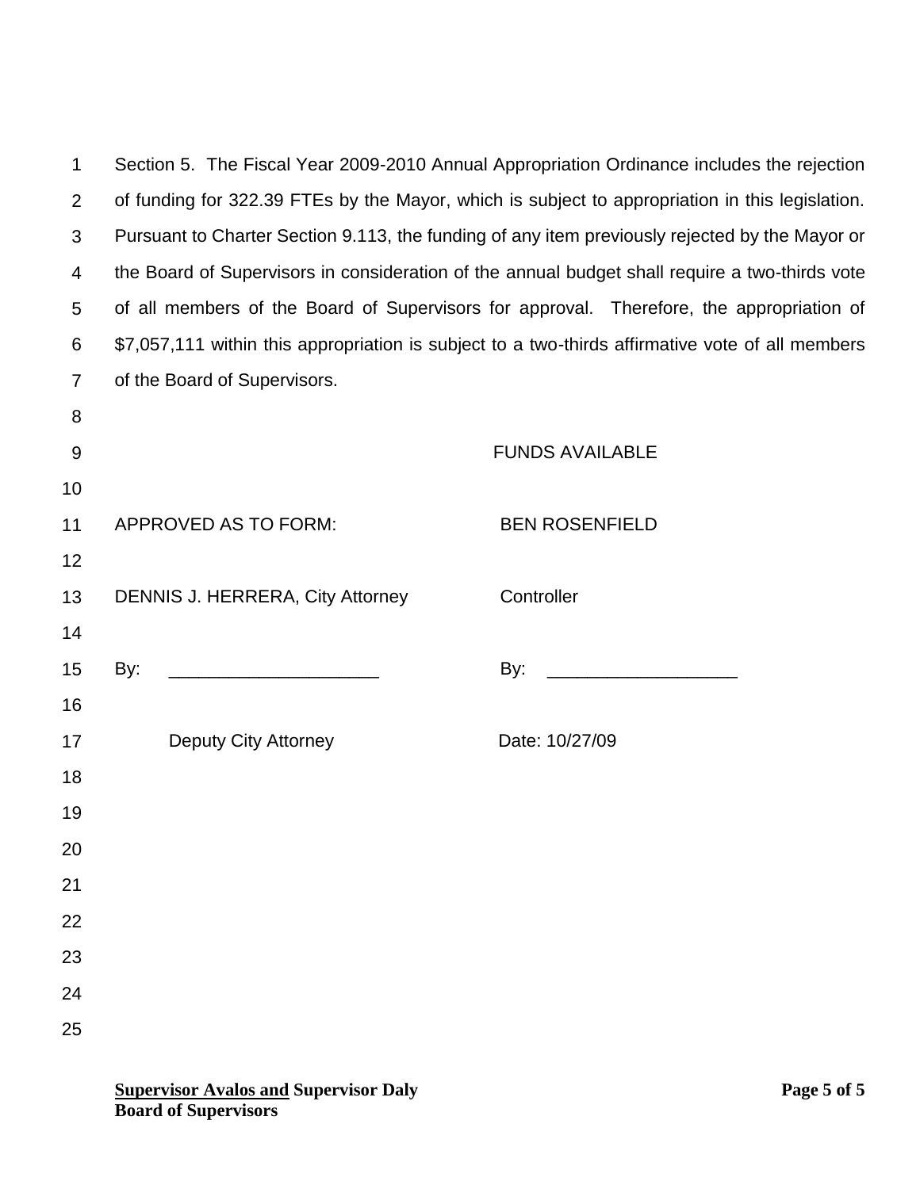Section 5. The Fiscal Year 2009-2010 Annual Appropriation Ordinance includes the rejection of funding for 322.39 FTEs by the Mayor, which is subject to appropriation in this legislation. Pursuant to Charter Section 9.113, the funding of any item previously rejected by the Mayor or the Board of Supervisors in consideration of the annual budget shall require a two-thirds vote of all members of the Board of Supervisors for approval. Therefore, the appropriation of $7,057,111 within this appropriation is subject to a two-thirds affirmative vote of all members of the Board of Supervisors.

| | |
|---|---|
| | FUNDS AVAILABLE |
| APPROVED AS TO FORM: | BEN ROSENFIELD |
| DENNIS J. HERRERA, City Attorney | Controller |
| By: _____________________ | By: ___________________ |
| Deputy City Attorney | Date: 10/27/09 |

**Supervisor Avalos and Supervisor Daly**
**Board of Supervisors**